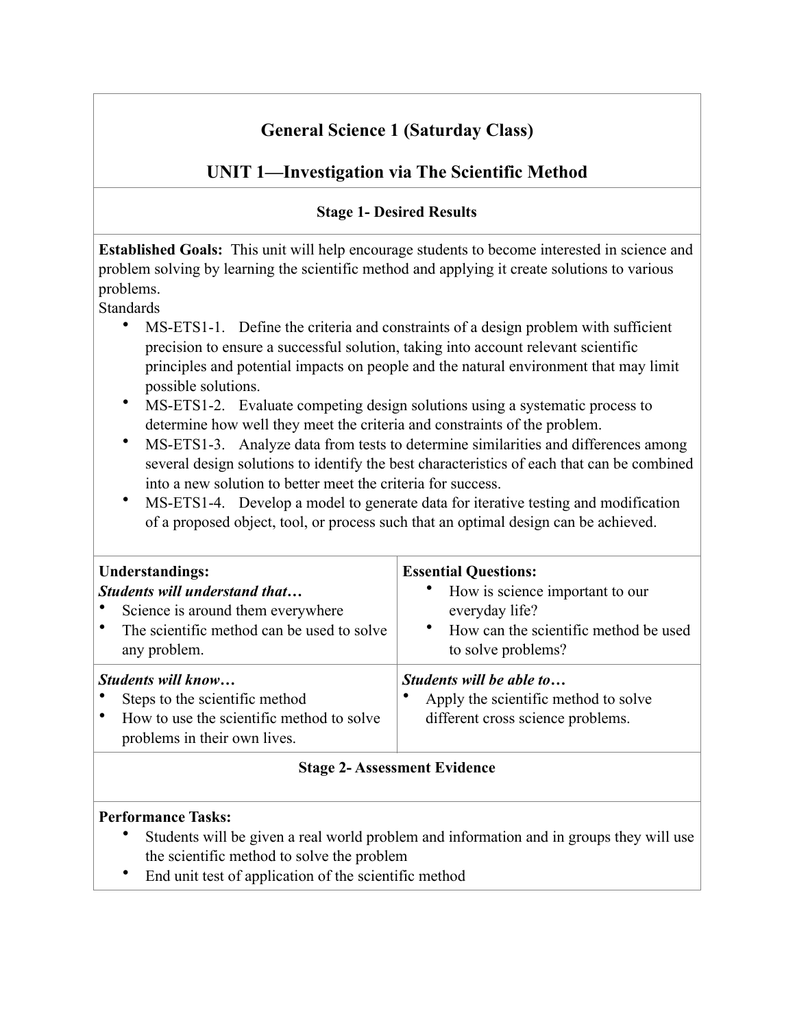# General Science 1 (Saturday Class)

## UNIT 1—Investigation via The Scientific Method

### Stage 1- Desired Results

**Established Goals:** This unit will help encourage students to become interested in science and problem solving by learning the scientific method and applying it create solutions to various problems.

Standards

- MS-ETS1-1. Define the criteria and constraints of a design problem with sufficient precision to ensure a successful solution, taking into account relevant scientific principles and potential impacts on people and the natural environment that may limit possible solutions.
- MS-ETS1-2. Evaluate competing design solutions using a systematic process to determine how well they meet the criteria and constraints of the problem.
- MS-ETS1-3. Analyze data from tests to determine similarities and differences among several design solutions to identify the best characteristics of each that can be combined into a new solution to better meet the criteria for success.
- MS-ETS1-4. Develop a model to generate data for iterative testing and modification of a proposed object, tool, or process such that an optimal design can be achieved.

| **Understandings:** | **Essential Questions:** |
|---|---|
| ***Students will understand that…***<br>• Science is around them everywhere<br>• The scientific method can be used to solve any problem. | • How is science important to our everyday life?<br>• How can the scientific method be used to solve problems? |
| ***Students will know…***<br>• Steps to the scientific method<br>• How to use the scientific method to solve problems in their own lives. | ***Students will be able to…***<br>• Apply the scientific method to solve different cross science problems. |

### Stage 2- Assessment Evidence

**Performance Tasks:**

- Students will be given a real world problem and information and in groups they will use the scientific method to solve the problem
- End unit test of application of the scientific method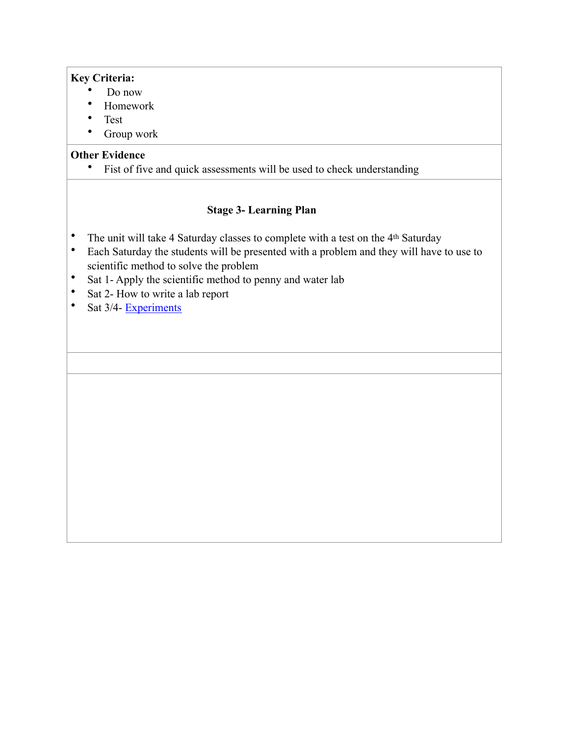**Key Criteria:**

- Do now
- Homework
- Test
- Group work

**Other Evidence**

- Fist of five and quick assessments will be used to check understanding

### Stage 3- Learning Plan

- The unit will take 4 Saturday classes to complete with a test on the 4th Saturday
- Each Saturday the students will be presented with a problem and they will have to use to scientific method to solve the problem
- Sat 1- Apply the scientific method to penny and water lab
- Sat 2- How to write a lab report
- Sat 3/4- Experiments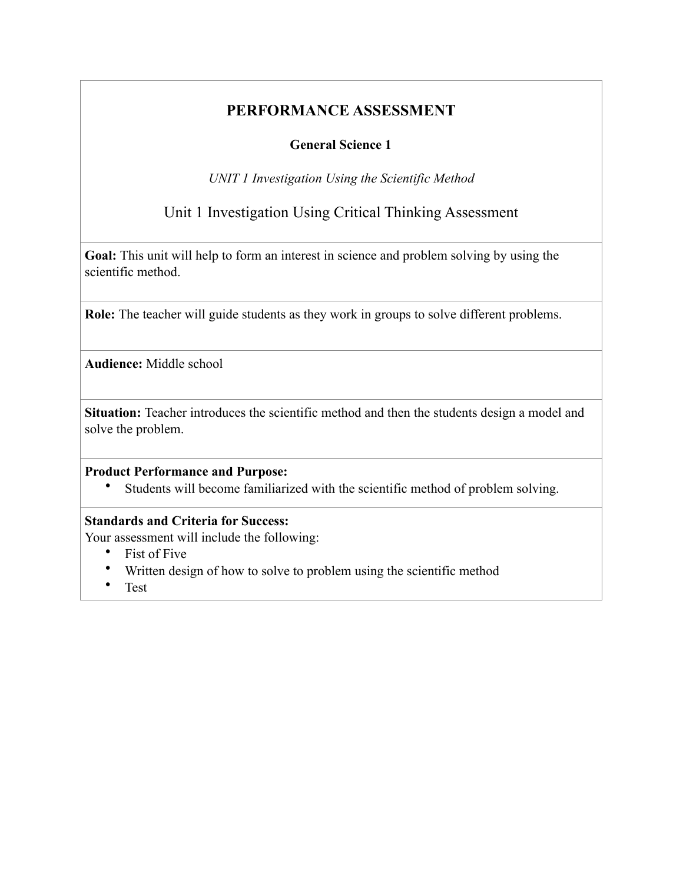# PERFORMANCE ASSESSMENT

**General Science 1**

*UNIT 1 Investigation Using the Scientific Method*

## Unit 1 Investigation Using Critical Thinking Assessment

**Goal:** This unit will help to form an interest in science and problem solving by using the scientific method.

**Role:** The teacher will guide students as they work in groups to solve different problems.

**Audience:** Middle school

**Situation:** Teacher introduces the scientific method and then the students design a model and solve the problem.

**Product Performance and Purpose:**

- Students will become familiarized with the scientific method of problem solving.

**Standards and Criteria for Success:**

Your assessment will include the following:

- Fist of Five
- Written design of how to solve to problem using the scientific method
- Test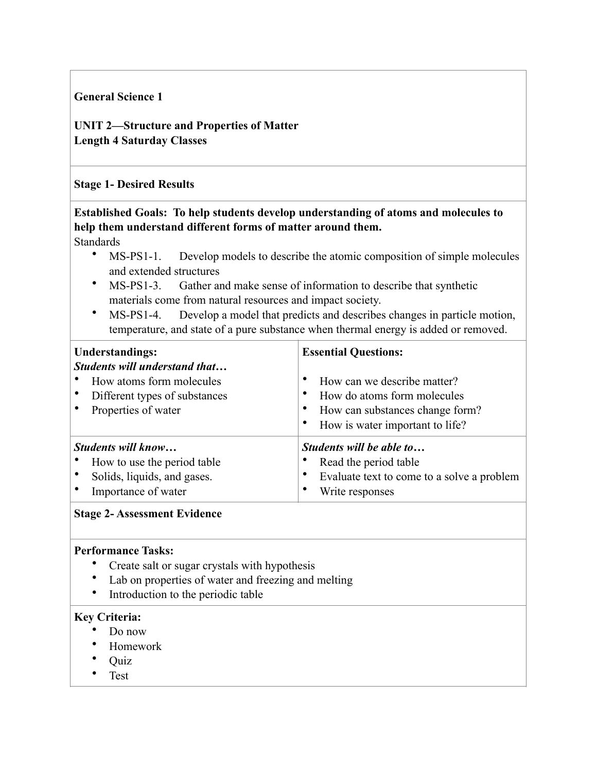**General Science 1**

**UNIT 2—Structure and Properties of Matter**
**Length 4 Saturday Classes**

**Stage 1- Desired Results**

**Established Goals: To help students develop understanding of atoms and molecules to help them understand different forms of matter around them.**

Standards

- MS-PS1-1. Develop models to describe the atomic composition of simple molecules and extended structures
- MS-PS1-3. Gather and make sense of information to describe that synthetic materials come from natural resources and impact society.
- MS-PS1-4. Develop a model that predicts and describes changes in particle motion, temperature, and state of a pure substance when thermal energy is added or removed.

| **Understandings:** *Students will understand that…* | **Essential Questions:** |
| --- | --- |
| • How atoms form molecules<br>• Different types of substances<br>• Properties of water | • How can we describe matter?<br>• How do atoms form molecules<br>• How can substances change form?<br>• How is water important to life? |
| ***Students will know…*** | ***Students will be able to…*** |
| • How to use the period table<br>• Solids, liquids, and gases.<br>• Importance of water | • Read the period table<br>• Evaluate text to come to a solve a problem<br>• Write responses |

**Stage 2- Assessment Evidence**

**Performance Tasks:**

- Create salt or sugar crystals with hypothesis
- Lab on properties of water and freezing and melting
- Introduction to the periodic table

**Key Criteria:**

- Do now
- Homework
- Quiz
- Test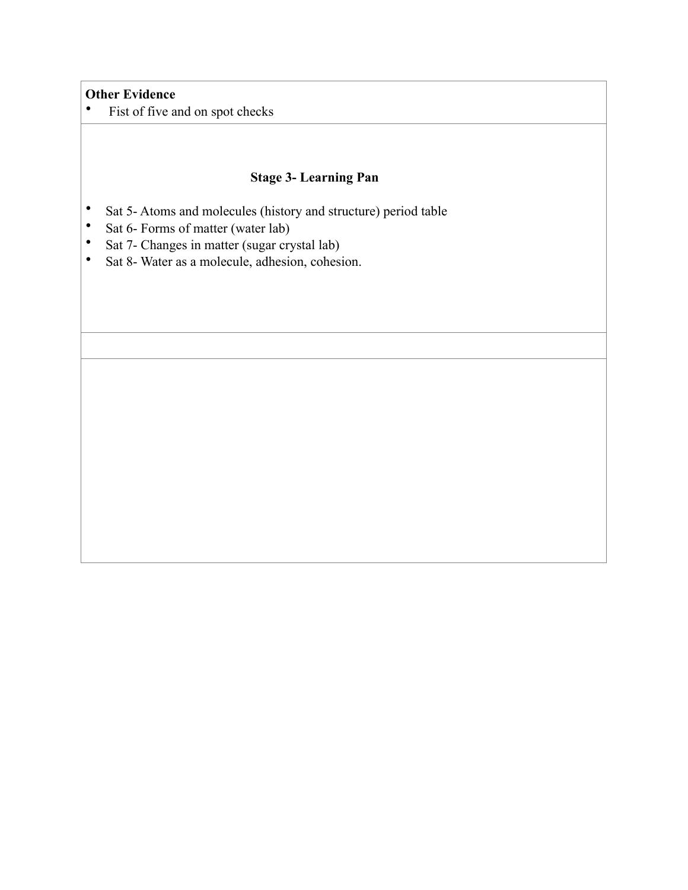**Other Evidence**

- Fist of five and on spot checks

## Stage 3- Learning Pan

- Sat 5- Atoms and molecules (history and structure) period table
- Sat 6- Forms of matter (water lab)
- Sat 7- Changes in matter (sugar crystal lab)
- Sat 8- Water as a molecule, adhesion, cohesion.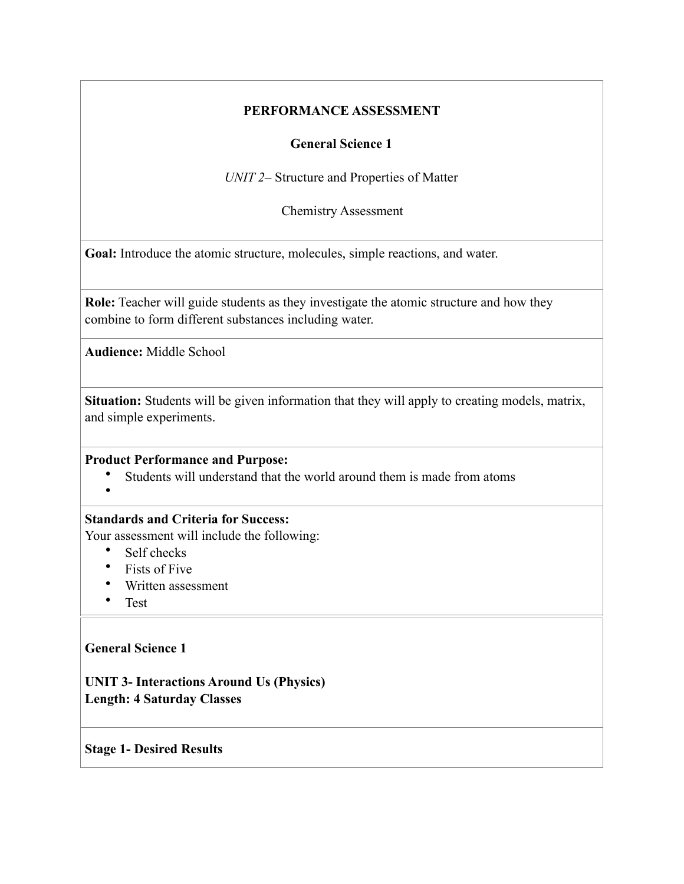**PERFORMANCE ASSESSMENT**

**General Science 1**

*UNIT 2*– Structure and Properties of Matter

Chemistry Assessment

**Goal:** Introduce the atomic structure, molecules, simple reactions, and water.

**Role:** Teacher will guide students as they investigate the atomic structure and how they combine to form different substances including water.

**Audience:** Middle School

**Situation:** Students will be given information that they will apply to creating models, matrix, and simple experiments.

**Product Performance and Purpose:**

- Students will understand that the world around them is made from atoms
-

**Standards and Criteria for Success:**
Your assessment will include the following:

- Self checks
- Fists of Five
- Written assessment
- Test

**General Science 1**

**UNIT 3- Interactions Around Us (Physics)**
**Length: 4 Saturday Classes**

**Stage 1- Desired Results**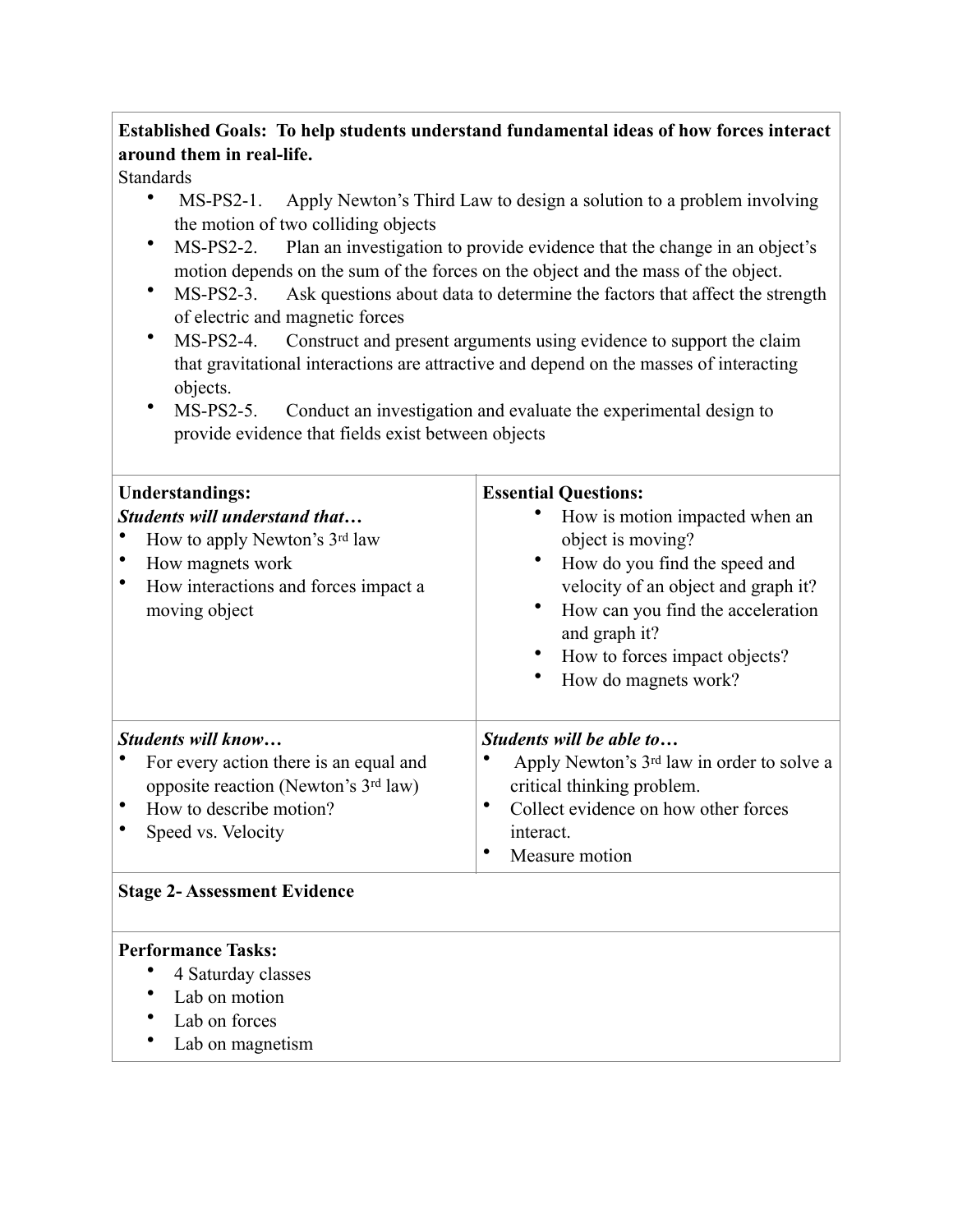**Established Goals: To help students understand fundamental ideas of how forces interact around them in real-life.**

Standards

- MS-PS2-1. Apply Newton's Third Law to design a solution to a problem involving the motion of two colliding objects
- MS-PS2-2. Plan an investigation to provide evidence that the change in an object's motion depends on the sum of the forces on the object and the mass of the object.
- MS-PS2-3. Ask questions about data to determine the factors that affect the strength of electric and magnetic forces
- MS-PS2-4. Construct and present arguments using evidence to support the claim that gravitational interactions are attractive and depend on the masses of interacting objects.
- MS-PS2-5. Conduct an investigation and evaluate the experimental design to provide evidence that fields exist between objects

| **Understandings:** *Students will understand that…* | **Essential Questions:** |
| --- | --- |
| • How to apply Newton's 3rd law<br>• How magnets work<br>• How interactions and forces impact a moving object | • How is motion impacted when an object is moving?<br>• How do you find the speed and velocity of an object and graph it?<br>• How can you find the acceleration and graph it?<br>• How to forces impact objects?<br>• How do magnets work? |
| ***Students will know…*** | ***Students will be able to…*** |
| • For every action there is an equal and opposite reaction (Newton's 3rd law)<br>• How to describe motion?<br>• Speed vs. Velocity | • Apply Newton's 3rd law in order to solve a critical thinking problem.<br>• Collect evidence on how other forces interact.<br>• Measure motion |

**Stage 2- Assessment Evidence**

**Performance Tasks:**

- 4 Saturday classes
- Lab on motion
- Lab on forces
- Lab on magnetism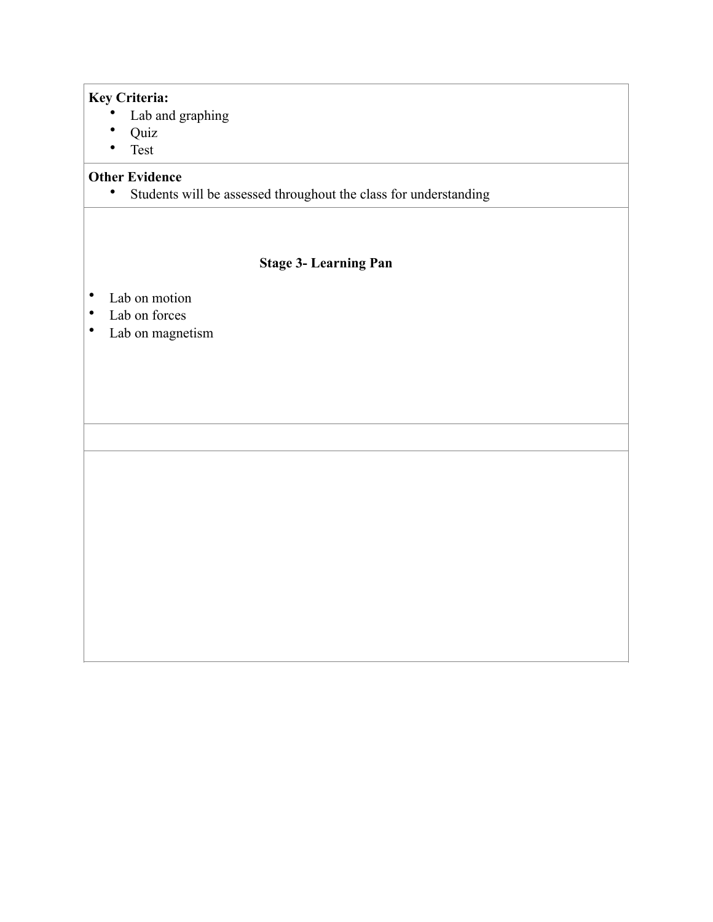**Key Criteria:**

- Lab and graphing
- Quiz
- Test

**Other Evidence**

- Students will be assessed throughout the class for understanding

## Stage 3- Learning Pan

- Lab on motion
- Lab on forces
- Lab on magnetism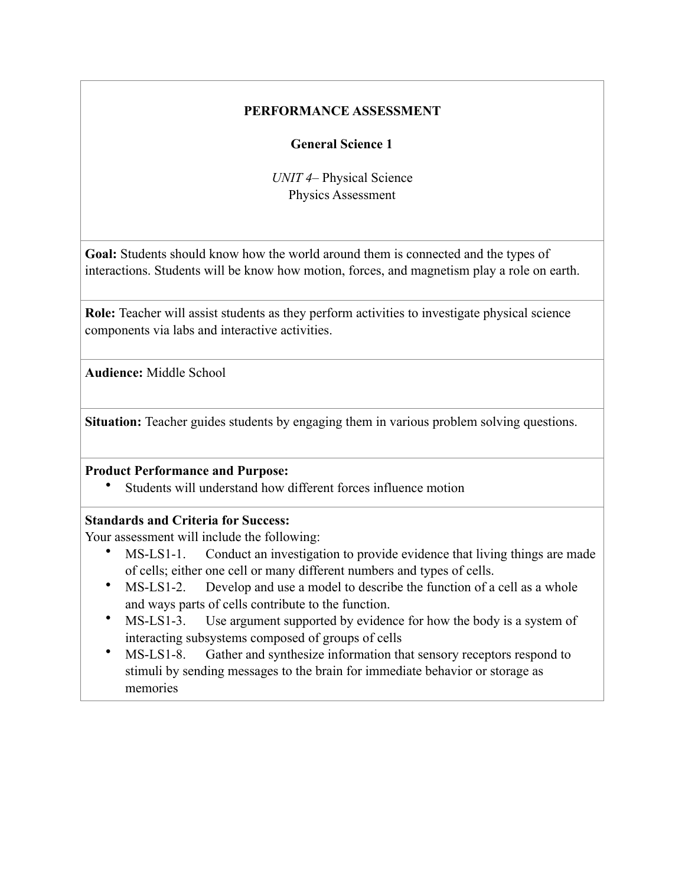**PERFORMANCE ASSESSMENT**

**General Science 1**

*UNIT 4*– Physical Science
Physics Assessment

**Goal:** Students should know how the world around them is connected and the types of interactions. Students will be know how motion, forces, and magnetism play a role on earth.

**Role:** Teacher will assist students as they perform activities to investigate physical science components via labs and interactive activities.

**Audience:** Middle School

**Situation:** Teacher guides students by engaging them in various problem solving questions.

**Product Performance and Purpose:**

- Students will understand how different forces influence motion

**Standards and Criteria for Success:**
Your assessment will include the following:

- MS-LS1-1. Conduct an investigation to provide evidence that living things are made of cells; either one cell or many different numbers and types of cells.
- MS-LS1-2. Develop and use a model to describe the function of a cell as a whole and ways parts of cells contribute to the function.
- MS-LS1-3. Use argument supported by evidence for how the body is a system of interacting subsystems composed of groups of cells
- MS-LS1-8. Gather and synthesize information that sensory receptors respond to stimuli by sending messages to the brain for immediate behavior or storage as memories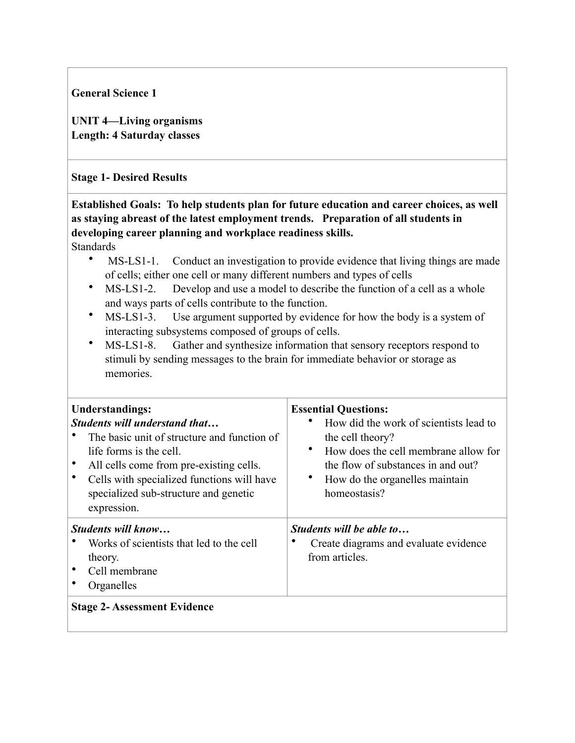**General Science 1**

**UNIT 4—Living organisms**
**Length: 4 Saturday classes**

**Stage 1- Desired Results**

**Established Goals: To help students plan for future education and career choices, as well as staying abreast of the latest employment trends. Preparation of all students in developing career planning and workplace readiness skills.**

Standards

- MS-LS1-1. Conduct an investigation to provide evidence that living things are made of cells; either one cell or many different numbers and types of cells
- MS-LS1-2. Develop and use a model to describe the function of a cell as a whole and ways parts of cells contribute to the function.
- MS-LS1-3. Use argument supported by evidence for how the body is a system of interacting subsystems composed of groups of cells.
- MS-LS1-8. Gather and synthesize information that sensory receptors respond to stimuli by sending messages to the brain for immediate behavior or storage as memories.

| **Understandings:** | **Essential Questions:** |
| --- | --- |
| ***Students will understand that…***<br>• The basic unit of structure and function of life forms is the cell.<br>• All cells come from pre-existing cells.<br>• Cells with specialized functions will have specialized sub-structure and genetic expression. | • How did the work of scientists lead to the cell theory?<br>• How does the cell membrane allow for the flow of substances in and out?<br>• How do the organelles maintain homeostasis? |
| ***Students will know…***<br>• Works of scientists that led to the cell theory.<br>• Cell membrane<br>• Organelles | ***Students will be able to…***<br>• Create diagrams and evaluate evidence from articles. |

**Stage 2- Assessment Evidence**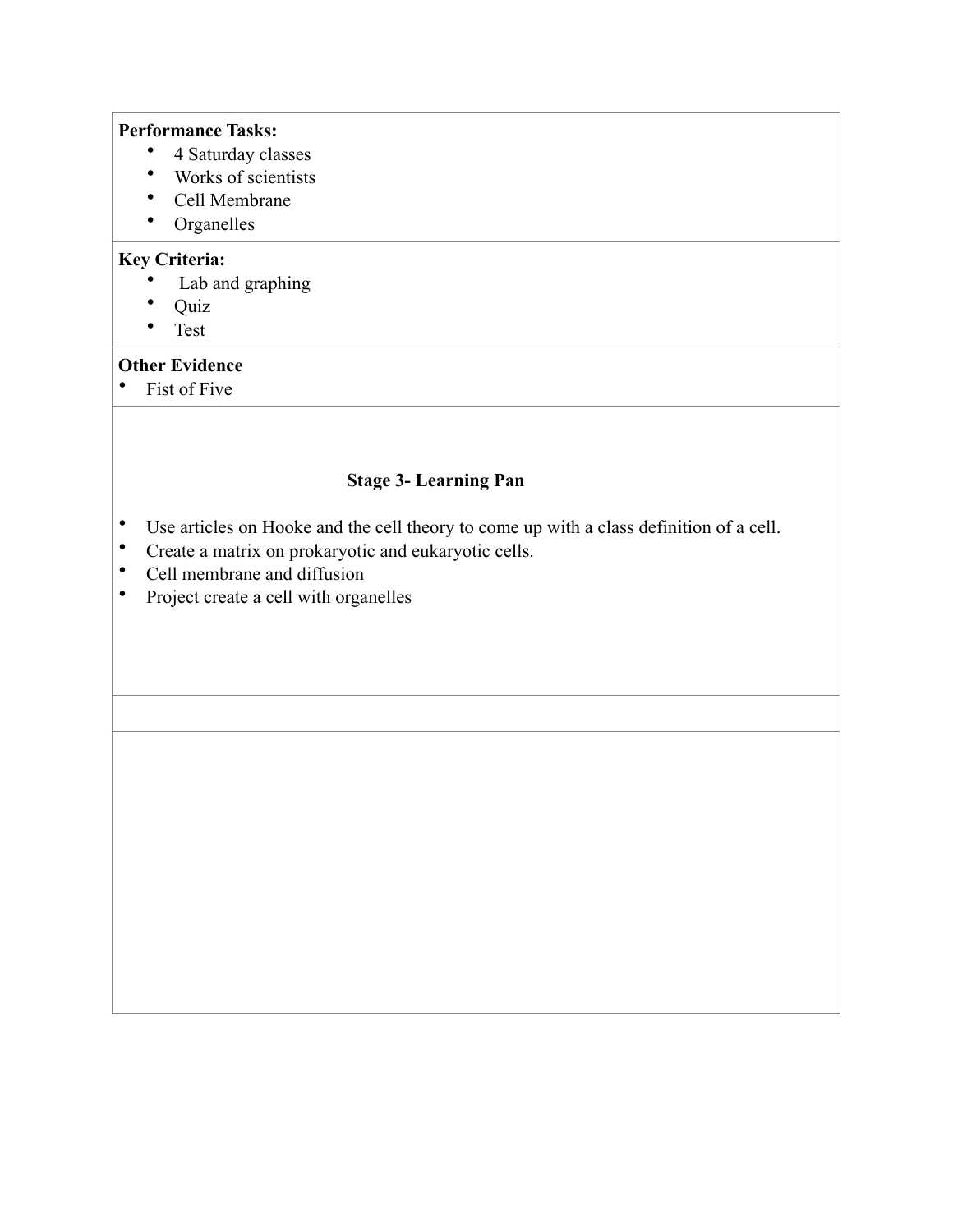**Performance Tasks:**

- 4 Saturday classes
- Works of scientists
- Cell Membrane
- Organelles

**Key Criteria:**

- Lab and graphing
- Quiz
- Test

**Other Evidence**

- Fist of Five

**Stage 3- Learning Pan**

- Use articles on Hooke and the cell theory to come up with a class definition of a cell.
- Create a matrix on prokaryotic and eukaryotic cells.
- Cell membrane and diffusion
- Project create a cell with organelles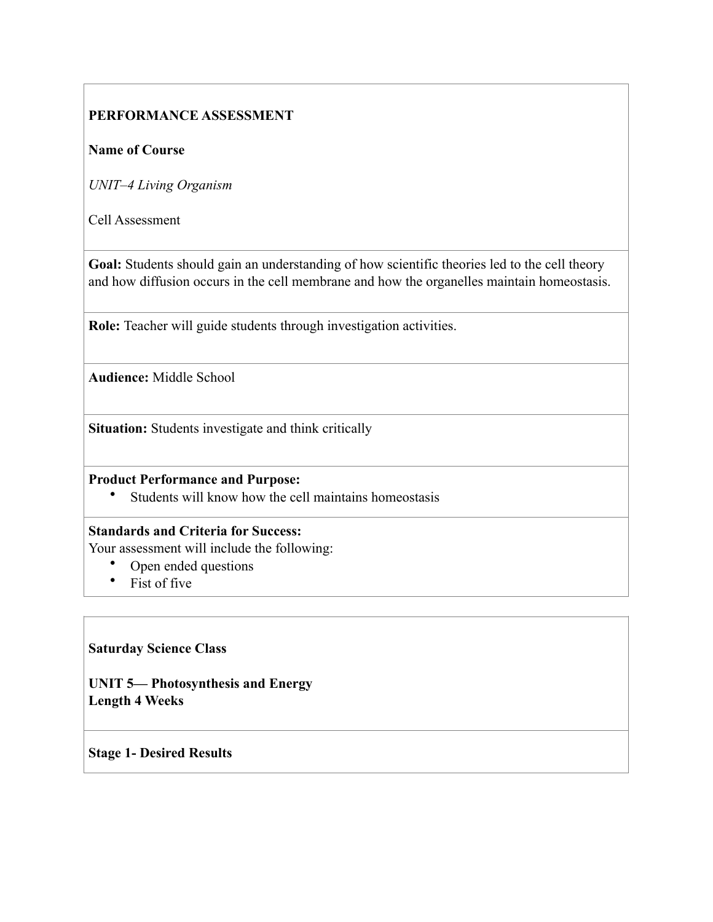**PERFORMANCE ASSESSMENT**

**Name of Course**

*UNIT–4 Living Organism*

Cell Assessment

**Goal:** Students should gain an understanding of how scientific theories led to the cell theory and how diffusion occurs in the cell membrane and how the organelles maintain homeostasis.

**Role:** Teacher will guide students through investigation activities.

**Audience:** Middle School

**Situation:** Students investigate and think critically

**Product Performance and Purpose:**

- Students will know how the cell maintains homeostasis

**Standards and Criteria for Success:**
Your assessment will include the following:

- Open ended questions
- Fist of five

**Saturday Science Class**

**UNIT 5— Photosynthesis and Energy**
**Length 4 Weeks**

**Stage 1- Desired Results**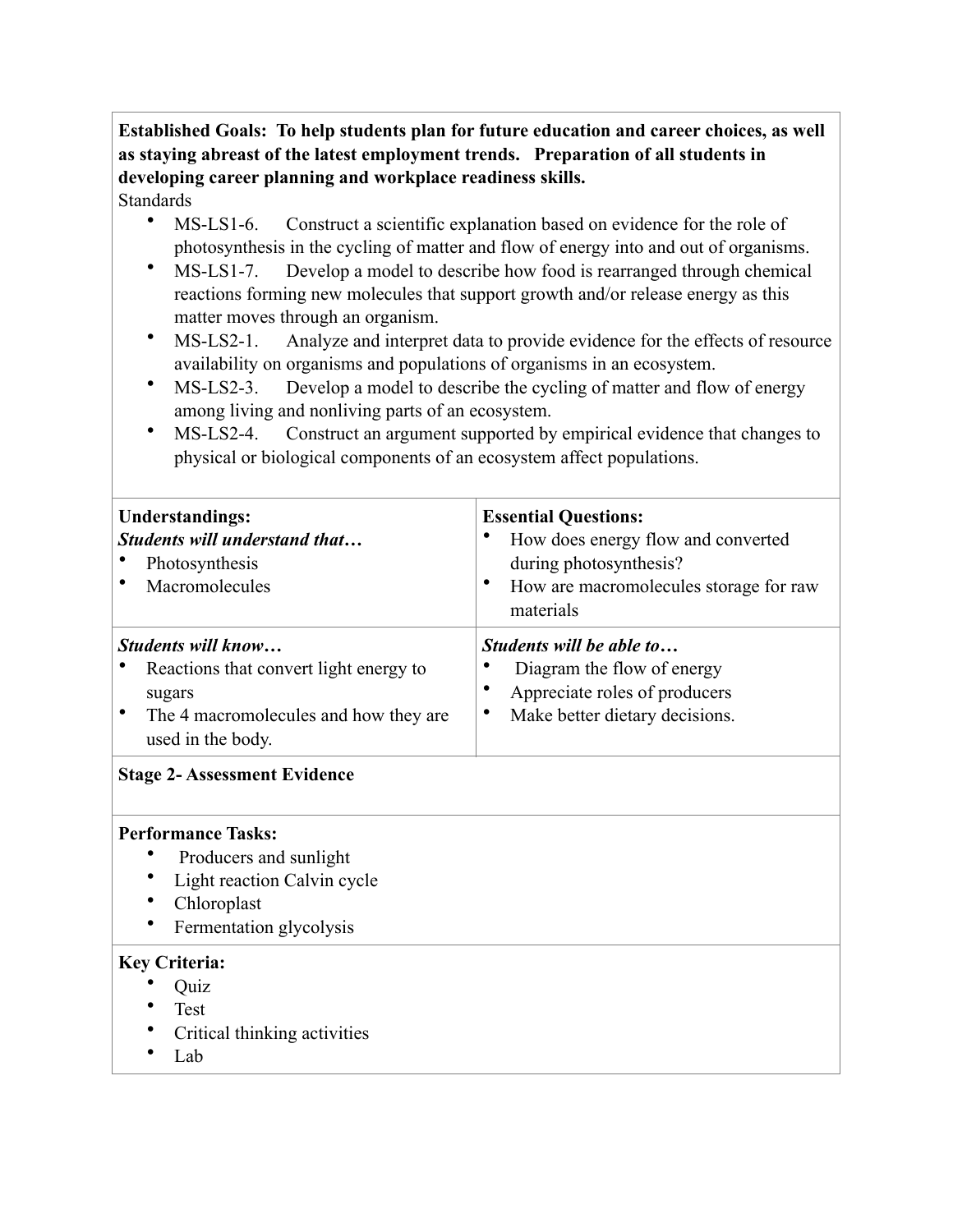**Established Goals: To help students plan for future education and career choices, as well as staying abreast of the latest employment trends. Preparation of all students in developing career planning and workplace readiness skills.**

Standards

- MS-LS1-6. Construct a scientific explanation based on evidence for the role of photosynthesis in the cycling of matter and flow of energy into and out of organisms.
- MS-LS1-7. Develop a model to describe how food is rearranged through chemical reactions forming new molecules that support growth and/or release energy as this matter moves through an organism.
- MS-LS2-1. Analyze and interpret data to provide evidence for the effects of resource availability on organisms and populations of organisms in an ecosystem.
- MS-LS2-3. Develop a model to describe the cycling of matter and flow of energy among living and nonliving parts of an ecosystem.
- MS-LS2-4. Construct an argument supported by empirical evidence that changes to physical or biological components of an ecosystem affect populations.

| **Understandings:**<br>***Students will understand that…***<br>• Photosynthesis<br>• Macromolecules | **Essential Questions:**<br>• How does energy flow and converted during photosynthesis?<br>• How are macromolecules storage for raw materials |
| --- | --- |
| ***Students will know…***<br>• Reactions that convert light energy to sugars<br>• The 4 macromolecules and how they are used in the body. | ***Students will be able to…***<br>• Diagram the flow of energy<br>• Appreciate roles of producers<br>• Make better dietary decisions. |

**Stage 2- Assessment Evidence**

**Performance Tasks:**

- Producers and sunlight
- Light reaction Calvin cycle
- Chloroplast
- Fermentation glycolysis

**Key Criteria:**

- Quiz
- Test
- Critical thinking activities
- Lab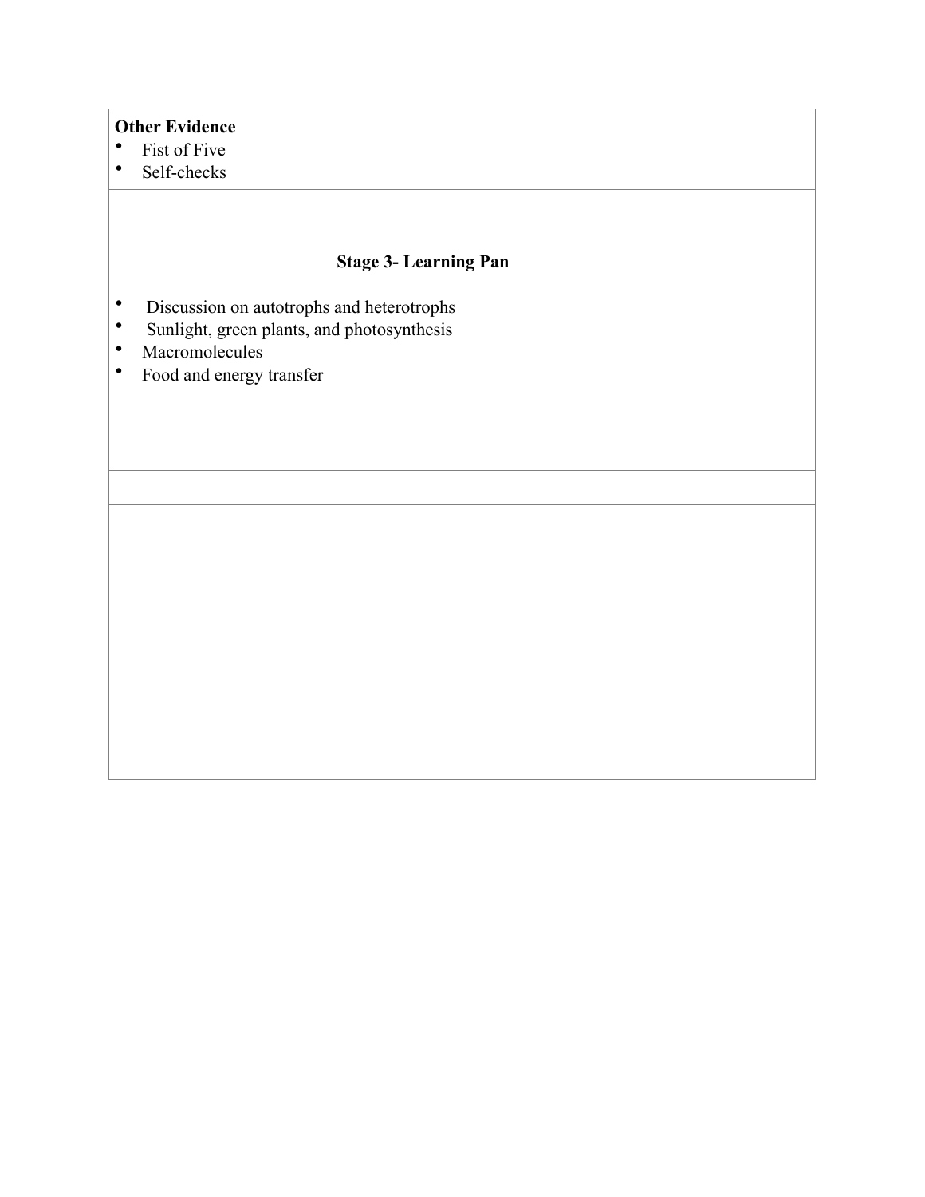**Other Evidence**

- Fist of Five
- Self-checks

## Stage 3- Learning Pan

- Discussion on autotrophs and heterotrophs
- Sunlight, green plants, and photosynthesis
- Macromolecules
- Food and energy transfer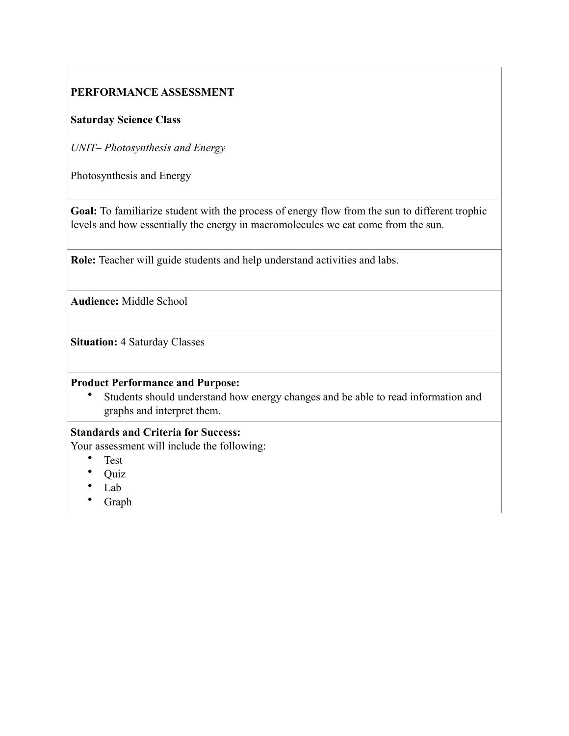**PERFORMANCE ASSESSMENT**

**Saturday Science Class**

*UNIT– Photosynthesis and Energy*

Photosynthesis and Energy

**Goal:** To familiarize student with the process of energy flow from the sun to different trophic levels and how essentially the energy in macromolecules we eat come from the sun.

**Role:** Teacher will guide students and help understand activities and labs.

**Audience:** Middle School

**Situation:** 4 Saturday Classes

**Product Performance and Purpose:**

- Students should understand how energy changes and be able to read information and graphs and interpret them.

**Standards and Criteria for Success:**
Your assessment will include the following:

- Test
- Quiz
- Lab
- Graph